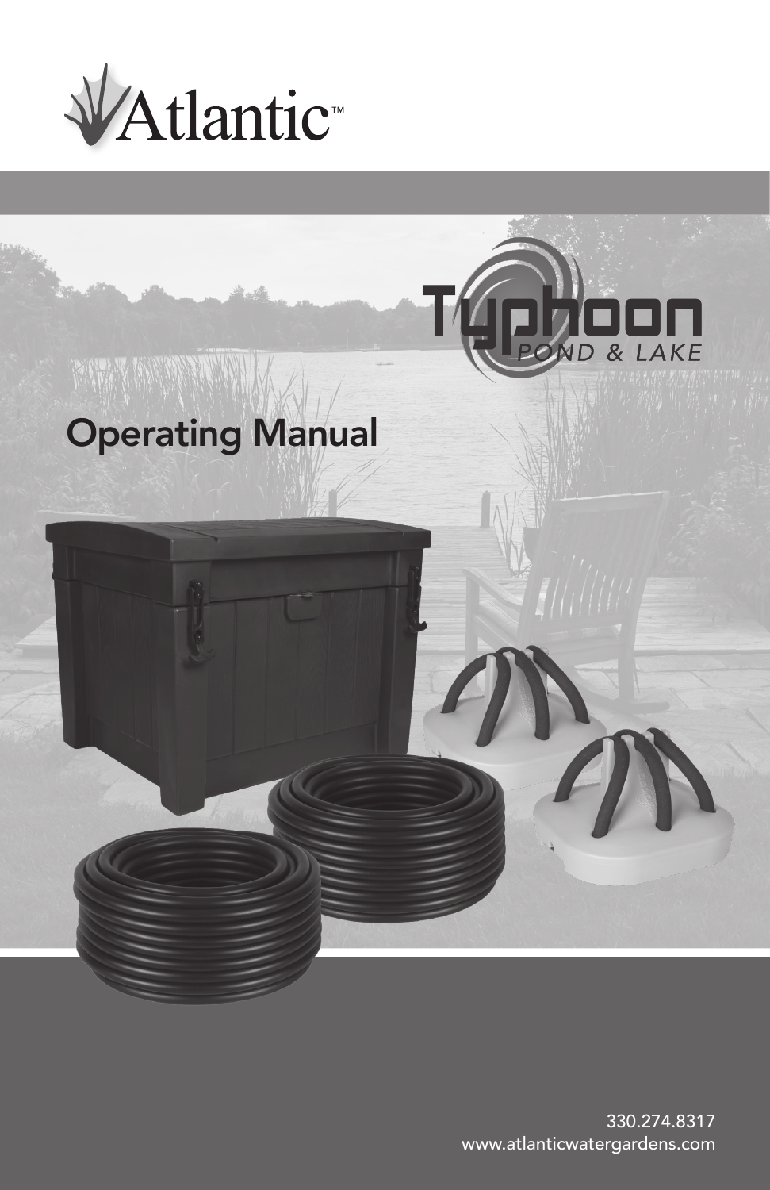Atlantic™

Typhoon
*POND & LAKE*

# Operating Manual

330.274.8317
www.atlanticwatergardens.com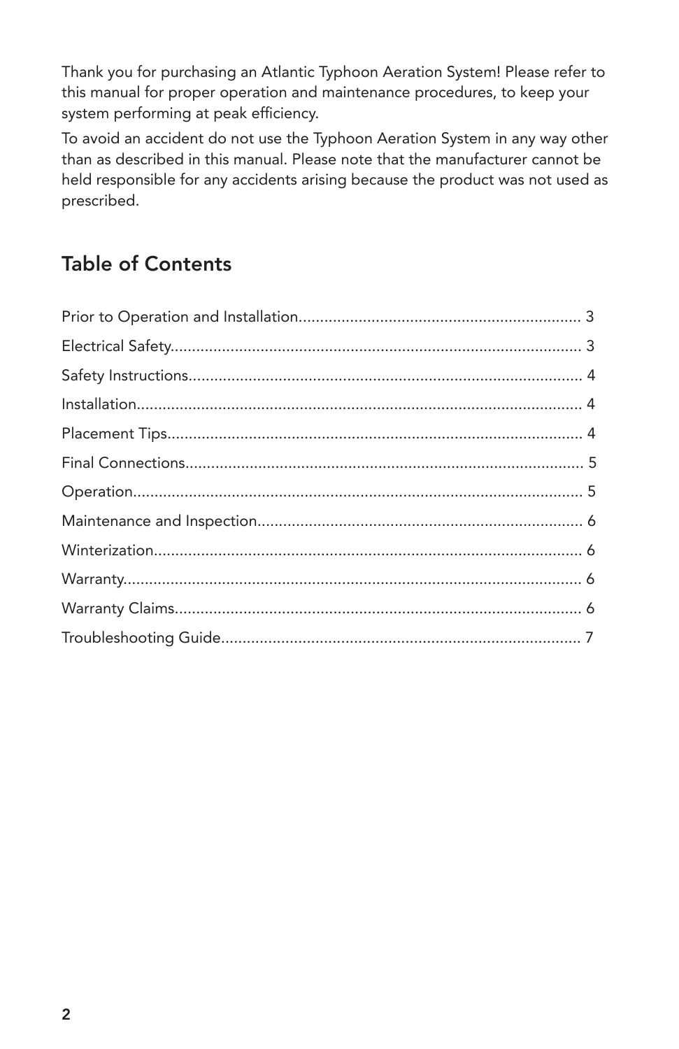Thank you for purchasing an Atlantic Typhoon Aeration System! Please refer to this manual for proper operation and maintenance procedures, to keep your system performing at peak efficiency.

To avoid an accident do not use the Typhoon Aeration System in any way other than as described in this manual. Please note that the manufacturer cannot be held responsible for any accidents arising because the product was not used as prescribed.

## Table of Contents

Prior to Operation and Installation.................................................................. 3

Electrical Safety................................................................................................ 3

Safety Instructions............................................................................................ 4

Installation......................................................................................................... 4

Placement Tips.................................................................................................. 4

Final Connections.............................................................................................. 5

Operation.......................................................................................................... 5

Maintenance and Inspection............................................................................ 6

Winterization..................................................................................................... 6

Warranty............................................................................................................ 6

Warranty Claims................................................................................................ 6

Troubleshooting Guide..................................................................................... 7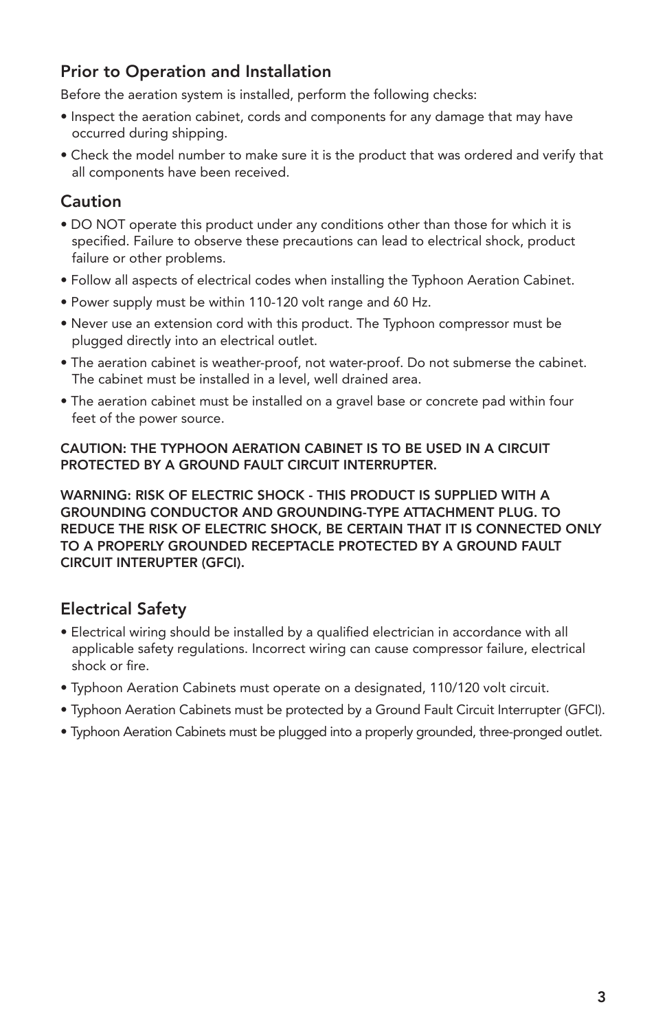## Prior to Operation and Installation

Before the aeration system is installed, perform the following checks:

- Inspect the aeration cabinet, cords and components for any damage that may have occurred during shipping.
- Check the model number to make sure it is the product that was ordered and verify that all components have been received.

## Caution

- DO NOT operate this product under any conditions other than those for which it is specified. Failure to observe these precautions can lead to electrical shock, product failure or other problems.
- Follow all aspects of electrical codes when installing the Typhoon Aeration Cabinet.
- Power supply must be within 110-120 volt range and 60 Hz.
- Never use an extension cord with this product. The Typhoon compressor must be plugged directly into an electrical outlet.
- The aeration cabinet is weather-proof, not water-proof. Do not submerse the cabinet. The cabinet must be installed in a level, well drained area.
- The aeration cabinet must be installed on a gravel base or concrete pad within four feet of the power source.

**CAUTION: THE TYPHOON AERATION CABINET IS TO BE USED IN A CIRCUIT PROTECTED BY A GROUND FAULT CIRCUIT INTERRUPTER.**

**WARNING: RISK OF ELECTRIC SHOCK - THIS PRODUCT IS SUPPLIED WITH A GROUNDING CONDUCTOR AND GROUNDING-TYPE ATTACHMENT PLUG. TO REDUCE THE RISK OF ELECTRIC SHOCK, BE CERTAIN THAT IT IS CONNECTED ONLY TO A PROPERLY GROUNDED RECEPTACLE PROTECTED BY A GROUND FAULT CIRCUIT INTERUPTER (GFCI).**

## Electrical Safety

- Electrical wiring should be installed by a qualified electrician in accordance with all applicable safety regulations. Incorrect wiring can cause compressor failure, electrical shock or fire.
- Typhoon Aeration Cabinets must operate on a designated, 110/120 volt circuit.
- Typhoon Aeration Cabinets must be protected by a Ground Fault Circuit Interrupter (GFCI).
- Typhoon Aeration Cabinets must be plugged into a properly grounded, three-pronged outlet.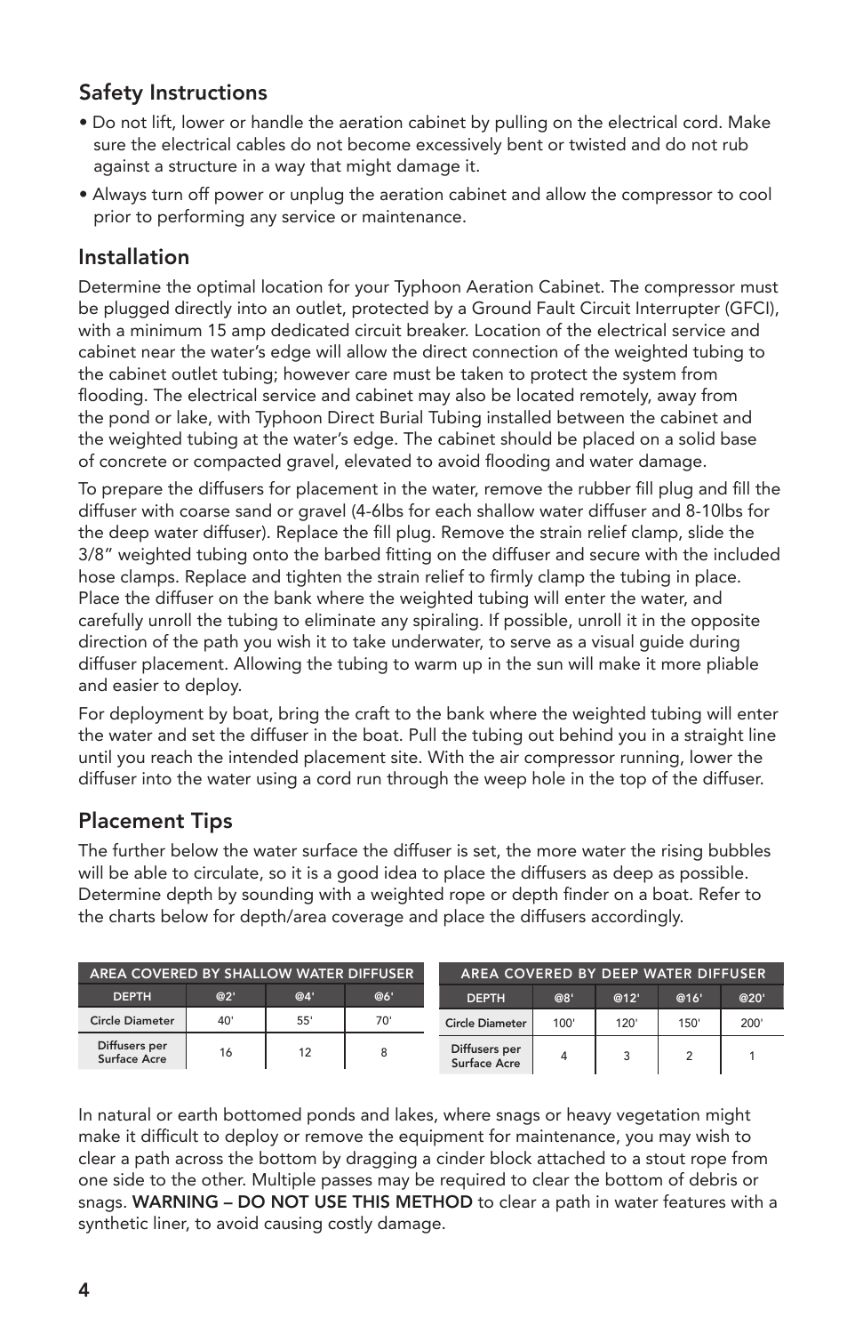## Safety Instructions

- Do not lift, lower or handle the aeration cabinet by pulling on the electrical cord. Make sure the electrical cables do not become excessively bent or twisted and do not rub against a structure in a way that might damage it.
- Always turn off power or unplug the aeration cabinet and allow the compressor to cool prior to performing any service or maintenance.

## Installation

Determine the optimal location for your Typhoon Aeration Cabinet. The compressor must be plugged directly into an outlet, protected by a Ground Fault Circuit Interrupter (GFCI), with a minimum 15 amp dedicated circuit breaker. Location of the electrical service and cabinet near the water's edge will allow the direct connection of the weighted tubing to the cabinet outlet tubing; however care must be taken to protect the system from flooding. The electrical service and cabinet may also be located remotely, away from the pond or lake, with Typhoon Direct Burial Tubing installed between the cabinet and the weighted tubing at the water's edge. The cabinet should be placed on a solid base of concrete or compacted gravel, elevated to avoid flooding and water damage.

To prepare the diffusers for placement in the water, remove the rubber fill plug and fill the diffuser with coarse sand or gravel (4-6lbs for each shallow water diffuser and 8-10lbs for the deep water diffuser). Replace the fill plug. Remove the strain relief clamp, slide the 3/8" weighted tubing onto the barbed fitting on the diffuser and secure with the included hose clamps. Replace and tighten the strain relief to firmly clamp the tubing in place. Place the diffuser on the bank where the weighted tubing will enter the water, and carefully unroll the tubing to eliminate any spiraling. If possible, unroll it in the opposite direction of the path you wish it to take underwater, to serve as a visual guide during diffuser placement. Allowing the tubing to warm up in the sun will make it more pliable and easier to deploy.

For deployment by boat, bring the craft to the bank where the weighted tubing will enter the water and set the diffuser in the boat. Pull the tubing out behind you in a straight line until you reach the intended placement site. With the air compressor running, lower the diffuser into the water using a cord run through the weep hole in the top of the diffuser.

## Placement Tips

The further below the water surface the diffuser is set, the more water the rising bubbles will be able to circulate, so it is a good idea to place the diffusers as deep as possible. Determine depth by sounding with a weighted rope or depth finder on a boat. Refer to the charts below for depth/area coverage and place the diffusers accordingly.

| AREA COVERED BY SHALLOW WATER DIFFUSER | | | |
|---|---|---|---|
| DEPTH | @2' | @4' | @6' |
| Circle Diameter | 40' | 55' | 70' |
| Diffusers per Surface Acre | 16 | 12 | 8 |

| AREA COVERED BY DEEP WATER DIFFUSER | | | | |
|---|---|---|---|---|
| DEPTH | @8' | @12' | @16' | @20' |
| Circle Diameter | 100' | 120' | 150' | 200' |
| Diffusers per Surface Acre | 4 | 3 | 2 | 1 |

In natural or earth bottomed ponds and lakes, where snags or heavy vegetation might make it difficult to deploy or remove the equipment for maintenance, you may wish to clear a path across the bottom by dragging a cinder block attached to a stout rope from one side to the other. Multiple passes may be required to clear the bottom of debris or snags. **WARNING – DO NOT USE THIS METHOD** to clear a path in water features with a synthetic liner, to avoid causing costly damage.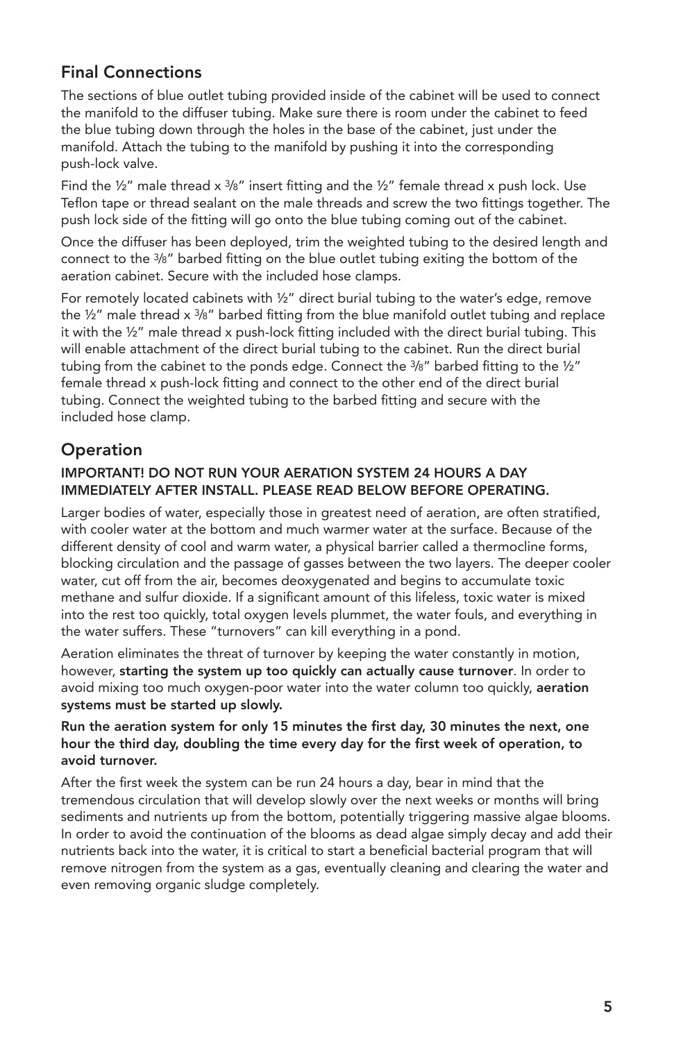## Final Connections

The sections of blue outlet tubing provided inside of the cabinet will be used to connect the manifold to the diffuser tubing. Make sure there is room under the cabinet to feed the blue tubing down through the holes in the base of the cabinet, just under the manifold. Attach the tubing to the manifold by pushing it into the corresponding push-lock valve.

Find the ½" male thread x ⅜" insert fitting and the ½" female thread x push lock. Use Teflon tape or thread sealant on the male threads and screw the two fittings together. The push lock side of the fitting will go onto the blue tubing coming out of the cabinet.

Once the diffuser has been deployed, trim the weighted tubing to the desired length and connect to the ⅜" barbed fitting on the blue outlet tubing exiting the bottom of the aeration cabinet. Secure with the included hose clamps.

For remotely located cabinets with ½" direct burial tubing to the water's edge, remove the ½" male thread x ⅜" barbed fitting from the blue manifold outlet tubing and replace it with the ½" male thread x push-lock fitting included with the direct burial tubing. This will enable attachment of the direct burial tubing to the cabinet. Run the direct burial tubing from the cabinet to the ponds edge. Connect the ⅜" barbed fitting to the ½" female thread x push-lock fitting and connect to the other end of the direct burial tubing. Connect the weighted tubing to the barbed fitting and secure with the included hose clamp.

## Operation

**IMPORTANT! DO NOT RUN YOUR AERATION SYSTEM 24 HOURS A DAY IMMEDIATELY AFTER INSTALL. PLEASE READ BELOW BEFORE OPERATING.**

Larger bodies of water, especially those in greatest need of aeration, are often stratified, with cooler water at the bottom and much warmer water at the surface. Because of the different density of cool and warm water, a physical barrier called a thermocline forms, blocking circulation and the passage of gasses between the two layers. The deeper cooler water, cut off from the air, becomes deoxygenated and begins to accumulate toxic methane and sulfur dioxide. If a significant amount of this lifeless, toxic water is mixed into the rest too quickly, total oxygen levels plummet, the water fouls, and everything in the water suffers. These "turnovers" can kill everything in a pond.

Aeration eliminates the threat of turnover by keeping the water constantly in motion, however, **starting the system up too quickly can actually cause turnover**. In order to avoid mixing too much oxygen-poor water into the water column too quickly, **aeration systems must be started up slowly.**

**Run the aeration system for only 15 minutes the first day, 30 minutes the next, one hour the third day, doubling the time every day for the first week of operation, to avoid turnover.**

After the first week the system can be run 24 hours a day, bear in mind that the tremendous circulation that will develop slowly over the next weeks or months will bring sediments and nutrients up from the bottom, potentially triggering massive algae blooms. In order to avoid the continuation of the blooms as dead algae simply decay and add their nutrients back into the water, it is critical to start a beneficial bacterial program that will remove nitrogen from the system as a gas, eventually cleaning and clearing the water and even removing organic sludge completely.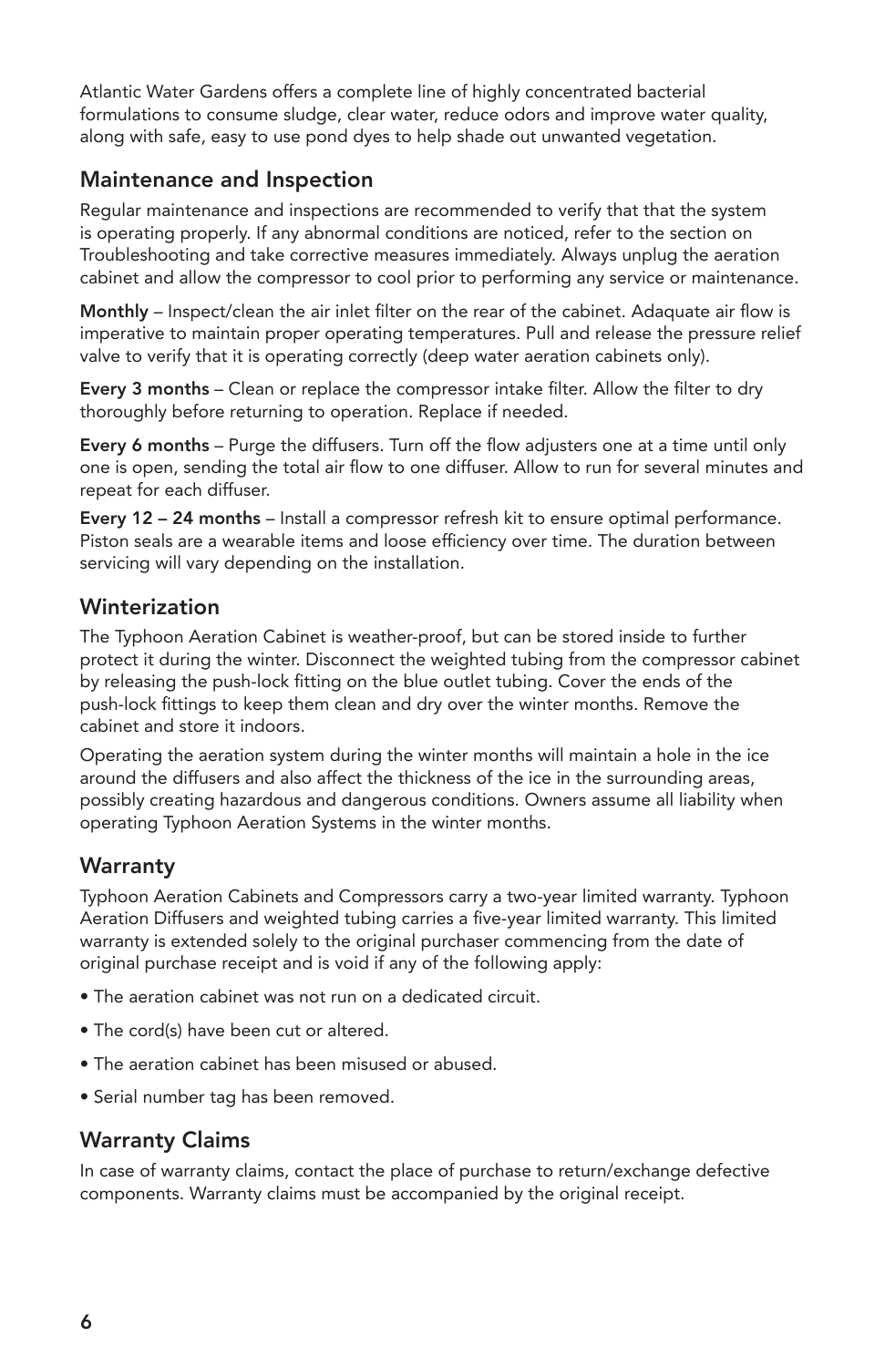Atlantic Water Gardens offers a complete line of highly concentrated bacterial formulations to consume sludge, clear water, reduce odors and improve water quality, along with safe, easy to use pond dyes to help shade out unwanted vegetation.

## Maintenance and Inspection

Regular maintenance and inspections are recommended to verify that that the system is operating properly. If any abnormal conditions are noticed, refer to the section on Troubleshooting and take corrective measures immediately. Always unplug the aeration cabinet and allow the compressor to cool prior to performing any service or maintenance.

**Monthly** – Inspect/clean the air inlet filter on the rear of the cabinet. Adaquate air flow is imperative to maintain proper operating temperatures. Pull and release the pressure relief valve to verify that it is operating correctly (deep water aeration cabinets only).

**Every 3 months** – Clean or replace the compressor intake filter. Allow the filter to dry thoroughly before returning to operation. Replace if needed.

**Every 6 months** – Purge the diffusers. Turn off the flow adjusters one at a time until only one is open, sending the total air flow to one diffuser. Allow to run for several minutes and repeat for each diffuser.

**Every 12 – 24 months** – Install a compressor refresh kit to ensure optimal performance. Piston seals are a wearable items and loose efficiency over time. The duration between servicing will vary depending on the installation.

## Winterization

The Typhoon Aeration Cabinet is weather-proof, but can be stored inside to further protect it during the winter. Disconnect the weighted tubing from the compressor cabinet by releasing the push-lock fitting on the blue outlet tubing. Cover the ends of the push-lock fittings to keep them clean and dry over the winter months. Remove the cabinet and store it indoors.

Operating the aeration system during the winter months will maintain a hole in the ice around the diffusers and also affect the thickness of the ice in the surrounding areas, possibly creating hazardous and dangerous conditions. Owners assume all liability when operating Typhoon Aeration Systems in the winter months.

## Warranty

Typhoon Aeration Cabinets and Compressors carry a two-year limited warranty. Typhoon Aeration Diffusers and weighted tubing carries a five-year limited warranty. This limited warranty is extended solely to the original purchaser commencing from the date of original purchase receipt and is void if any of the following apply:

- The aeration cabinet was not run on a dedicated circuit.
- The cord(s) have been cut or altered.
- The aeration cabinet has been misused or abused.
- Serial number tag has been removed.

## Warranty Claims

In case of warranty claims, contact the place of purchase to return/exchange defective components. Warranty claims must be accompanied by the original receipt.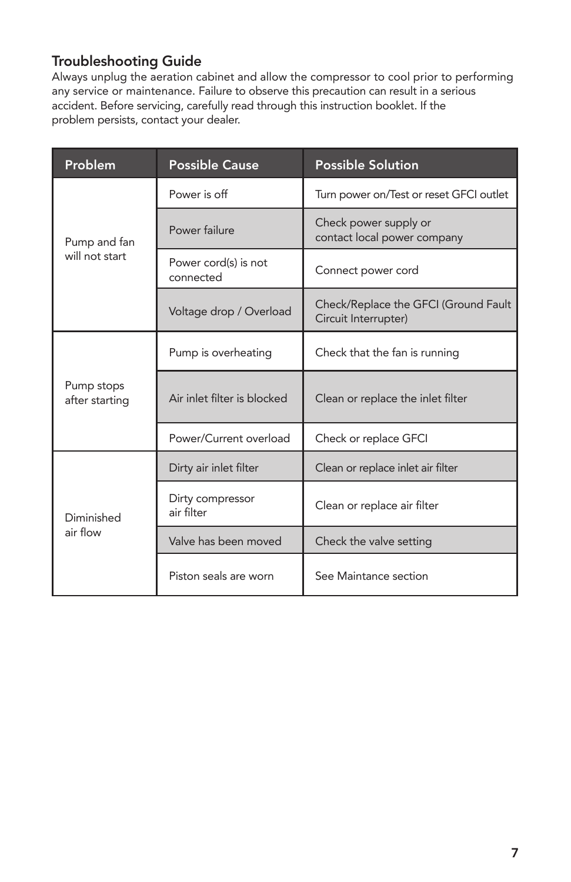## Troubleshooting Guide

Always unplug the aeration cabinet and allow the compressor to cool prior to performing any service or maintenance. Failure to observe this precaution can result in a serious accident. Before servicing, carefully read through this instruction booklet. If the problem persists, contact your dealer.

| Problem | Possible Cause | Possible Solution |
|---|---|---|
| Pump and fan will not start | Power is off | Turn power on/Test or reset GFCI outlet |
| | Power failure | Check power supply or contact local power company |
| | Power cord(s) is not connected | Connect power cord |
| | Voltage drop / Overload | Check/Replace the GFCI (Ground Fault Circuit Interrupter) |
| Pump stops after starting | Pump is overheating | Check that the fan is running |
| | Air inlet filter is blocked | Clean or replace the inlet filter |
| | Power/Current overload | Check or replace GFCI |
| Diminished air flow | Dirty air inlet filter | Clean or replace inlet air filter |
| | Dirty compressor air filter | Clean or replace air filter |
| | Valve has been moved | Check the valve setting |
| | Piston seals are worn | See Maintance section |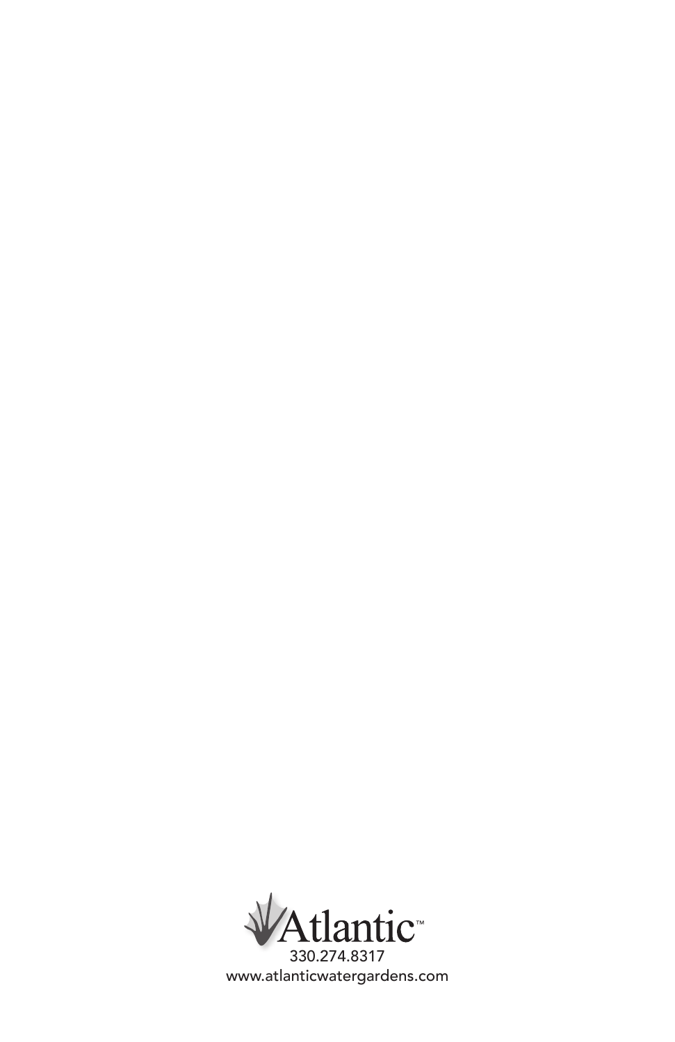Atlantic™

330.274.8317

www.atlanticwatergardens.com